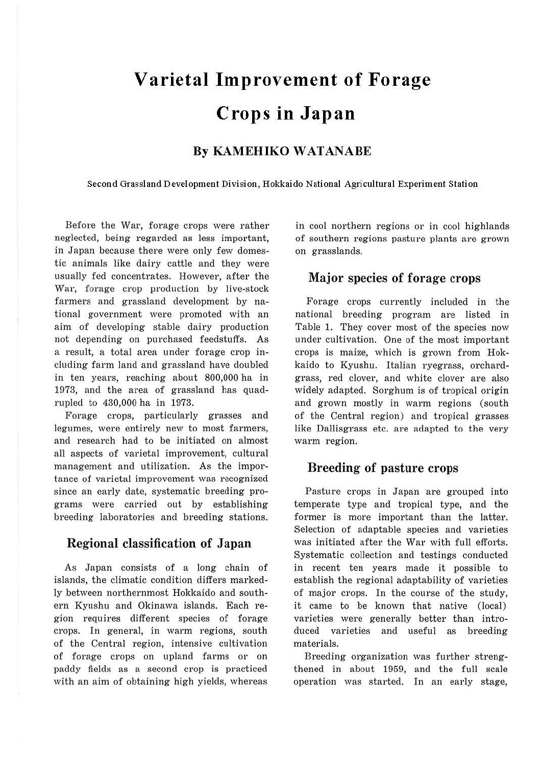# Varietal Improvement of Forage Crops in Japan

### By KAMEHIKO WATANABE

Second Grassland Development Division, Hokkaido National Agricultural Experiment Station

Before the War, forage crops were rather neglected, being regarded as less important, in Japan because there were only few domestic animals like dairy cattle and they were usually fed concentrates. However, after the War, forage crop production by live-stock farmers and grassland development by national government were promoted with an aim of developing stable dairy production not depending on purchased feedstuffs. As a result, a total area under forage crop including farm land and grassland have doubled in ten years, reaching about 800,000 ha in 1973, and the area of grassland has quadrupled to 430,000 ha in 1973.

Forage crops, particularly grasses and legumes, were entirely new to most farmers, and research had to be initiated on almost all aspects of varietal improvement, cultural management and utilization. As the importance of varietal improvement was recognized since an early date, systematic breeding programs were carried out by establishing breeding laboratories and breeding stations.

## Regional classification of Japan

As Japan consists of a long chain of islands, the climatic condition differs markedly between northernmost Hokkaido and southern Kyushu and Okinawa islands. Each region requires different species of forage crops. In general, in warm regions, south of the Central region, intensive cultivation of forage crops on upland farms or on paddy fields as a second crop is practiced with an aim of obtaining high yields, whereas in cool northern regions or in cool highlands of southern regions pasture plants are grown on grasslands.

## Major species of forage crops

Forage crops currently included in the national breeding program are listed in Table 1. They cover most of the species now under cultivation. One of the most important crops is maize, which is grown from Hokkaido to Kyushu. Italian ryegrass, orchardgrass, red clover, and white clover are also widely adapted. Sorghum is of tropical origin and grown mostly in warm regions (south of the Central region) and tropical grasses like Dallisgrass etc. are adapted to the very warm region.

## Breeding of pasture crops

Pasture crops in Japan are grouped into temperate type and tropical type, and the former is more important than the latter. Selection of adaptable species and varieties was initiated after the War with full efforts. Systematic collection and testings conducted in recent ten years made it possible to establish the regional adaptability of varieties of major crops. In the course of the study, it came to be known that native (local) varieties were generally better than introduced varieties and useful as breeding materials.

Breeding organization was further strengthened in about 1959, and the full scale operation was started. In an early stage,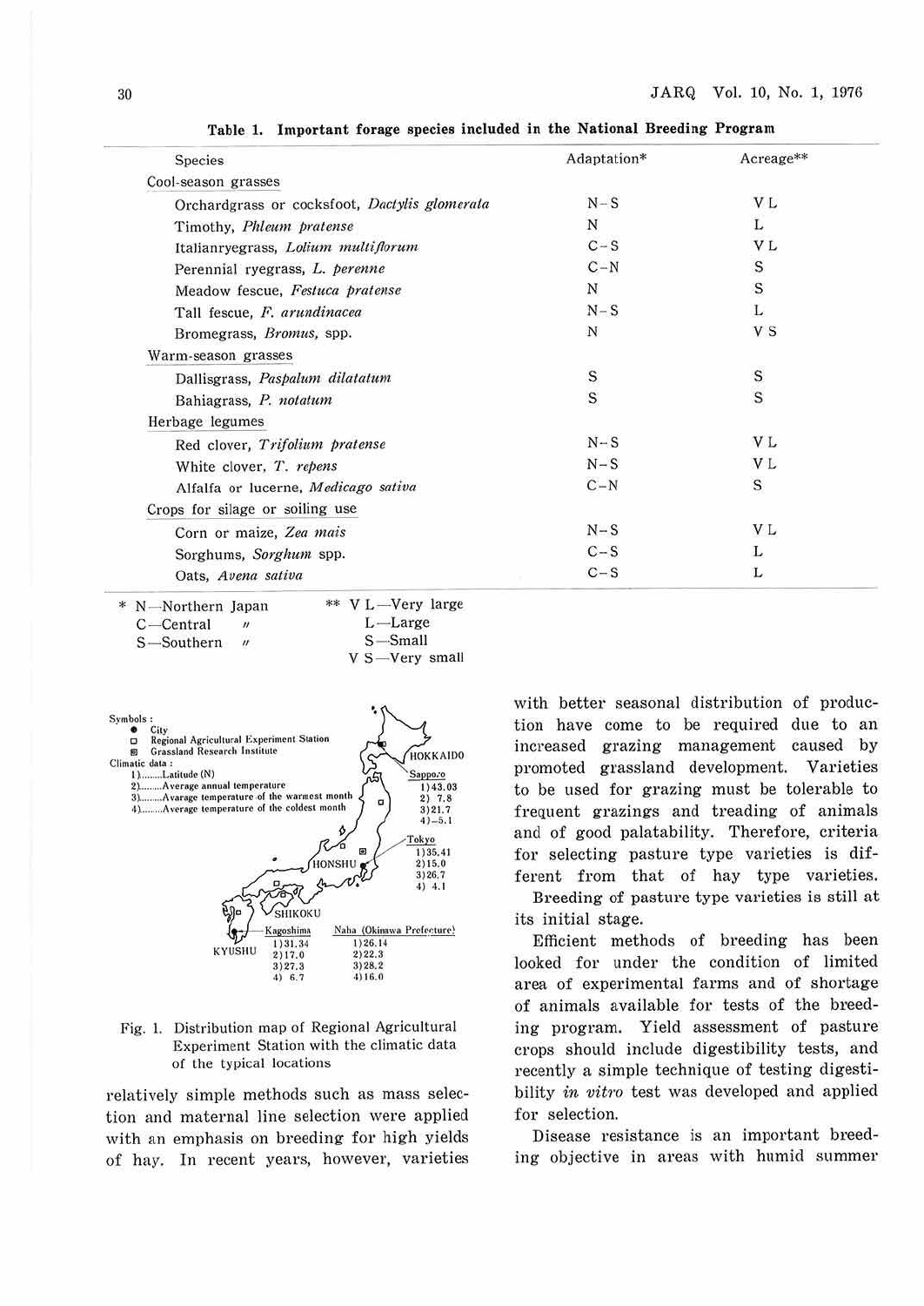**Table 1. Important forage species included in the National Breeding Program**

| Species | Adaptation* | Acreage** |
|---|---|---|
| Cool-season grasses | | |
| Orchardgrass or cocksfoot, *Dactylis glomerata* | N–S | VL |
| Timothy, *Phleum pratense* | N | L |
| Italianryegrass, *Lolium multiflorum* | C–S | VL |
| Perennial ryegrass, *L. perenne* | C–N | S |
| Meadow fescue, *Festuca pratense* | N | S |
| Tall fescue, *F. arundinacea* | N–S | L |
| Bromegrass, *Bromus*, spp. | N | VS |
| Warm-season grasses | | |
| Dallisgrass, *Paspalum dilatatum* | S | S |
| Bahiagrass, *P. notatum* | S | S |
| Herbage legumes | | |
| Red clover, *Trifolium pratense* | N–S | VL |
| White clover, *T. repens* | N–S | VL |
| Alfalfa or lucerne, *Medicago sativa* | C–N | S |
| Crops for silage or soiling use | | |
| Corn or maize, *Zea mais* | N–S | VL |
| Sorghums, *Sorghum* spp. | C–S | L |
| Oats, *Avena sativa* | C–S | L |

\* N—Northern Japan
C—Central 〃
S—Southern 〃

\*\* VL—Very large
L—Large
S—Small
VS—Very small

Symbols :
● City
□ Regional Agricultural Experiment Station
▣ Grassland Research Institute

Climatic data :
1)........Latitude (N)
2)........Average annual temperature
3)........Avarage temperature of the warmest month
4)........Average temperature of the coldest month

HOKKAIDO — Sapporo: 1) 43.03, 2) 7.8, 3) 21.7, 4) −5.1
HONSHU — Tokyo: 1) 35.41, 2) 15.0, 3) 26.7, 4) 4.1
SHIKOKU
KYUSHU — Kagoshima: 1) 31.34, 2) 17.0, 3) 27.3, 4) 6.7
Naha (Okinawa Prefecture): 1) 26.14, 2) 22.3, 3) 28.2, 4) 16.0

Fig. 1. Distribution map of Regional Agricultural Experiment Station with the climatic data of the typical locations

relatively simple methods such as mass selection and maternal line selection were applied with an emphasis on breeding for high yields of hay. In recent years, however, varieties with better seasonal distribution of production have come to be required due to an increased grazing management caused by promoted grassland development. Varieties to be used for grazing must be tolerable to frequent grazings and treading of animals and of good palatability. Therefore, criteria for selecting pasture type varieties is different from that of hay type varieties.

Breeding of pasture type varieties is still at its initial stage.

Efficient methods of breeding has been looked for under the condition of limited area of experimental farms and of shortage of animals available for tests of the breeding program. Yield assessment of pasture crops should include digestibility tests, and recently a simple technique of testing digestibility *in vitro* test was developed and applied for selection.

Disease resistance is an important breeding objective in areas with humid summer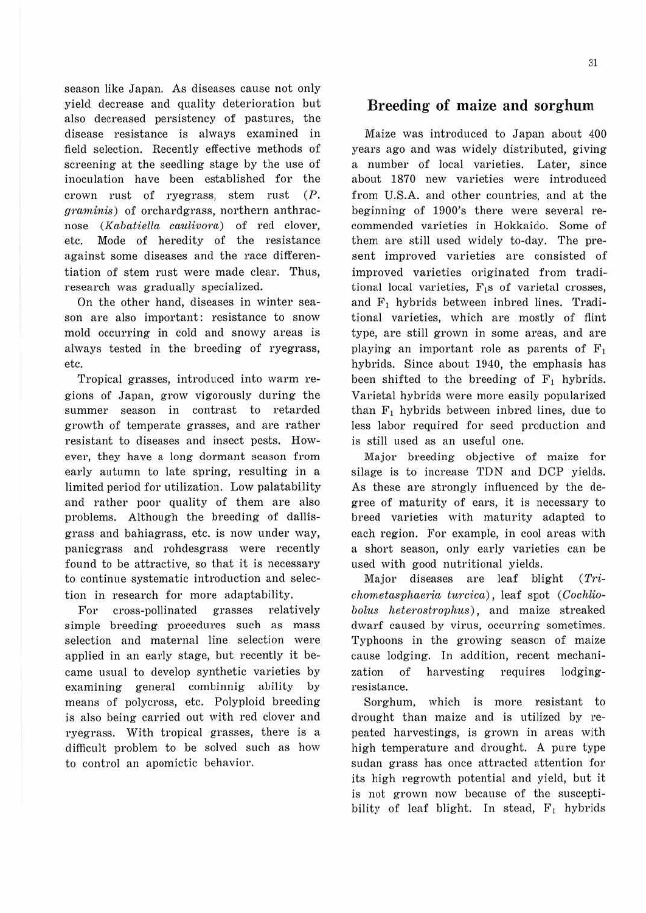season like Japan. As diseases cause not only yield decrease and quality deterioration but also decreased persistency of pastures, the disease resistance is always examined in field selection. Recently effective methods of screening at the seedling stage by the use of inoculation have been established for the crown rust of ryegrass, stem rust (*P. graminis*) of orchardgrass, northern anthracnose (*Kabatiella caulivora*) of red clover, etc. Mode of heredity of the resistance against some diseases and the race differentiation of stem rust were made clear. Thus, research was gradually specialized.

On the other hand, diseases in winter season are also important: resistance to snow mold occurring in cold and snowy areas is always tested in the breeding of ryegrass, etc.

Tropical grasses, introduced into warm regions of Japan, grow vigorously during the summer season in contrast to retarded growth of temperate grasses, and are rather resistant to diseases and insect pests. However, they have a long dormant season from early autumn to late spring, resulting in a limited period for utilization. Low palatability and rather poor quality of them are also problems. Although the breeding of dallisgrass and bahiagrass, etc. is now under way, panicgrass and rohdesgrass were recently found to be attractive, so that it is necessary to continue systematic introduction and selection in research for more adaptability.

For cross-pollinated grasses relatively simple breeding procedures such as mass selection and maternal line selection were applied in an early stage, but recently it became usual to develop synthetic varieties by examining general combinnig ability by means of polycross, etc. Polyploid breeding is also being carried out with red clover and ryegrass. With tropical grasses, there is a difficult problem to be solved such as how to control an apomictic behavior.

## Breeding of maize and sorghum

Maize was introduced to Japan about 400 years ago and was widely distributed, giving a number of local varieties. Later, since about 1870 new varieties were introduced from U.S.A. and other countries, and at the beginning of 1900's there were several recommended varieties in Hokkaido. Some of them are still used widely to-day. The present improved varieties are consisted of improved varieties originated from traditional local varieties, $F_1$s of varietal crosses, and $F_1$ hybrids between inbred lines. Traditional varieties, which are mostly of flint type, are still grown in some areas, and are playing an important role as parents of $F_1$ hybrids. Since about 1940, the emphasis has been shifted to the breeding of $F_1$ hybrids. Varietal hybrids were more easily popularized than $F_1$ hybrids between inbred lines, due to less labor required for seed production and is still used as an useful one.

Major breeding objective of maize for silage is to increase TDN and DCP yields. As these are strongly influenced by the degree of maturity of ears, it is necessary to breed varieties with maturity adapted to each region. For example, in cool areas with a short season, only early varieties can be used with good nutritional yields.

Major diseases are leaf blight (*Trichometasphaeria turcica*), leaf spot (*Cochliobolus heterostrophus*), and maize streaked dwarf caused by virus, occurring sometimes. Typhoons in the growing season of maize cause lodging. In addition, recent mechanization of harvesting requires lodging-resistance.

Sorghum, which is more resistant to drought than maize and is utilized by repeated harvestings, is grown in areas with high temperature and drought. A pure type sudan grass has once attracted attention for its high regrowth potential and yield, but it is not grown now because of the susceptibility of leaf blight. In stead, $F_1$ hybrids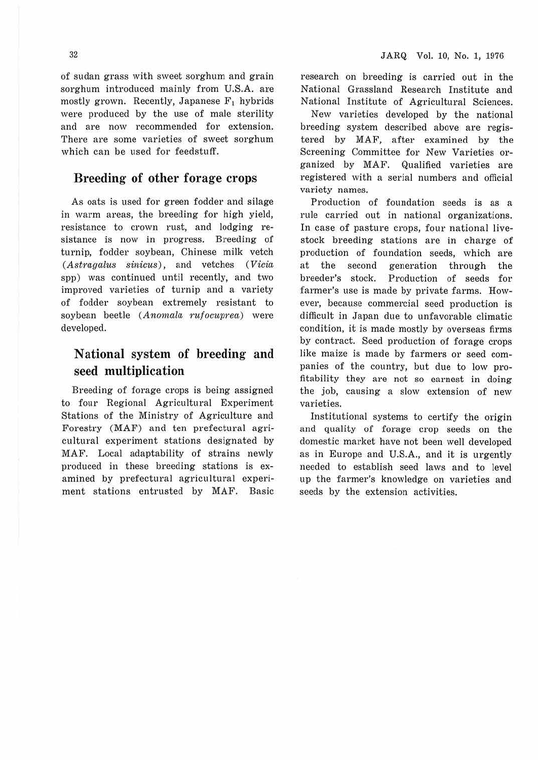of sudan grass with sweet sorghum and grain sorghum introduced mainly from U.S.A. are mostly grown. Recently, Japanese $F_1$ hybrids were produced by the use of male sterility and are now recommended for extension. There are some varieties of sweet sorghum which can be used for feedstuff.

## Breeding of other forage crops

As oats is used for green fodder and silage in warm areas, the breeding for high yield, resistance to crown rust, and lodging resistance is now in progress. Breeding of turnip, fodder soybean, Chinese milk vetch (*Astragalus sinicus*), and vetches (*Vicia* spp) was continued until recently, and two improved varieties of turnip and a variety of fodder soybean extremely resistant to soybean beetle (*Anomala rufocuprea*) were developed.

## National system of breeding and seed multiplication

Breeding of forage crops is being assigned to four Regional Agricultural Experiment Stations of the Ministry of Agriculture and Forestry (MAF) and ten prefectural agricultural experiment stations designated by MAF. Local adaptability of strains newly produced in these breeding stations is examined by prefectural agricultural experiment stations entrusted by MAF. Basic research on breeding is carried out in the National Grassland Research Institute and National Institute of Agricultural Sciences.

New varieties developed by the national breeding system described above are registered by MAF, after examined by the Screening Committee for New Varieties organized by MAF. Qualified varieties are registered with a serial numbers and official variety names.

Production of foundation seeds is as a rule carried out in national organizations. In case of pasture crops, four national livestock breeding stations are in charge of production of foundation seeds, which are at the second generation through the breeder's stock. Production of seeds for farmer's use is made by private farms. However, because commercial seed production is difficult in Japan due to unfavorable climatic condition, it is made mostly by overseas firms by contract. Seed production of forage crops like maize is made by farmers or seed companies of the country, but due to low profitability they are not so earnest in doing the job, causing a slow extension of new varieties.

Institutional systems to certify the origin and quality of forage crop seeds on the domestic market have not been well developed as in Europe and U.S.A., and it is urgently needed to establish seed laws and to level up the farmer's knowledge on varieties and seeds by the extension activities.